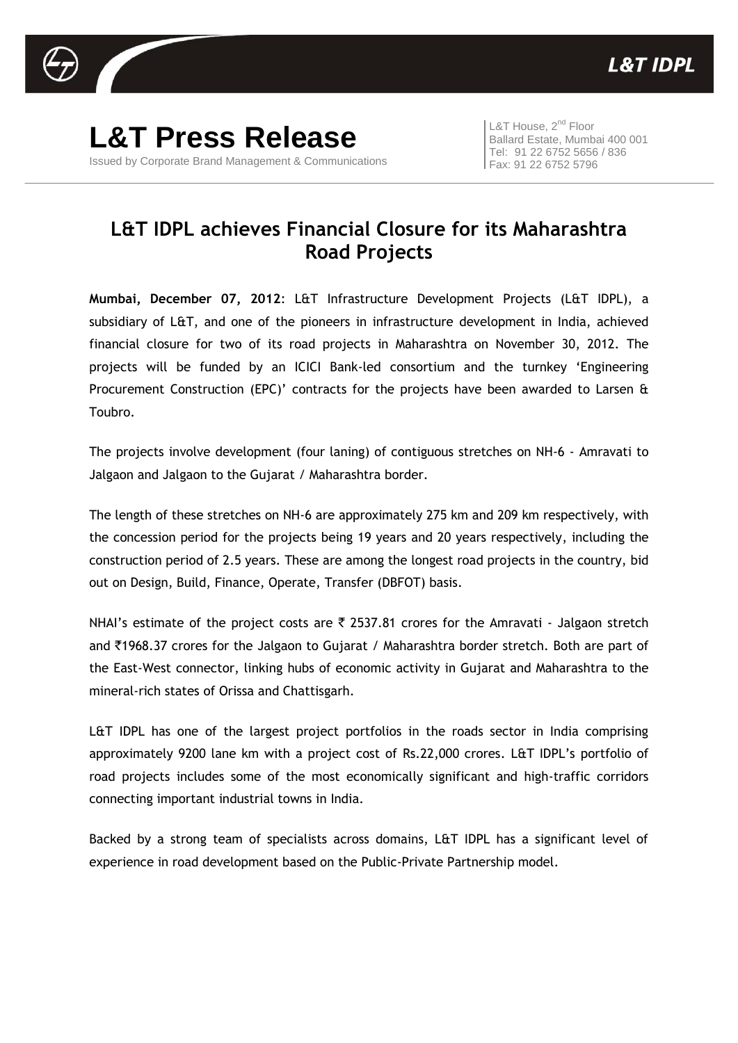# L&T Press Release

Issued by Corporate Brand Management & Communications

L&T House, 2nd Floor
Ballard Estate, Mumbai 400 001
Tel: 91 22 6752 5656 / 836
Fax: 91 22 6752 5796

## L&T IDPL achieves Financial Closure for its Maharashtra Road Projects

**Mumbai, December 07, 2012**: L&T Infrastructure Development Projects (L&T IDPL), a subsidiary of L&T, and one of the pioneers in infrastructure development in India, achieved financial closure for two of its road projects in Maharashtra on November 30, 2012. The projects will be funded by an ICICI Bank-led consortium and the turnkey 'Engineering Procurement Construction (EPC)' contracts for the projects have been awarded to Larsen & Toubro.

The projects involve development (four laning) of contiguous stretches on NH-6 - Amravati to Jalgaon and Jalgaon to the Gujarat / Maharashtra border.

The length of these stretches on NH-6 are approximately 275 km and 209 km respectively, with the concession period for the projects being 19 years and 20 years respectively, including the construction period of 2.5 years. These are among the longest road projects in the country, bid out on Design, Build, Finance, Operate, Transfer (DBFOT) basis.

NHAI's estimate of the project costs are ₹ 2537.81 crores for the Amravati - Jalgaon stretch and ₹1968.37 crores for the Jalgaon to Gujarat / Maharashtra border stretch. Both are part of the East-West connector, linking hubs of economic activity in Gujarat and Maharashtra to the mineral-rich states of Orissa and Chattisgarh.

L&T IDPL has one of the largest project portfolios in the roads sector in India comprising approximately 9200 lane km with a project cost of Rs.22,000 crores. L&T IDPL's portfolio of road projects includes some of the most economically significant and high-traffic corridors connecting important industrial towns in India.

Backed by a strong team of specialists across domains, L&T IDPL has a significant level of experience in road development based on the Public-Private Partnership model.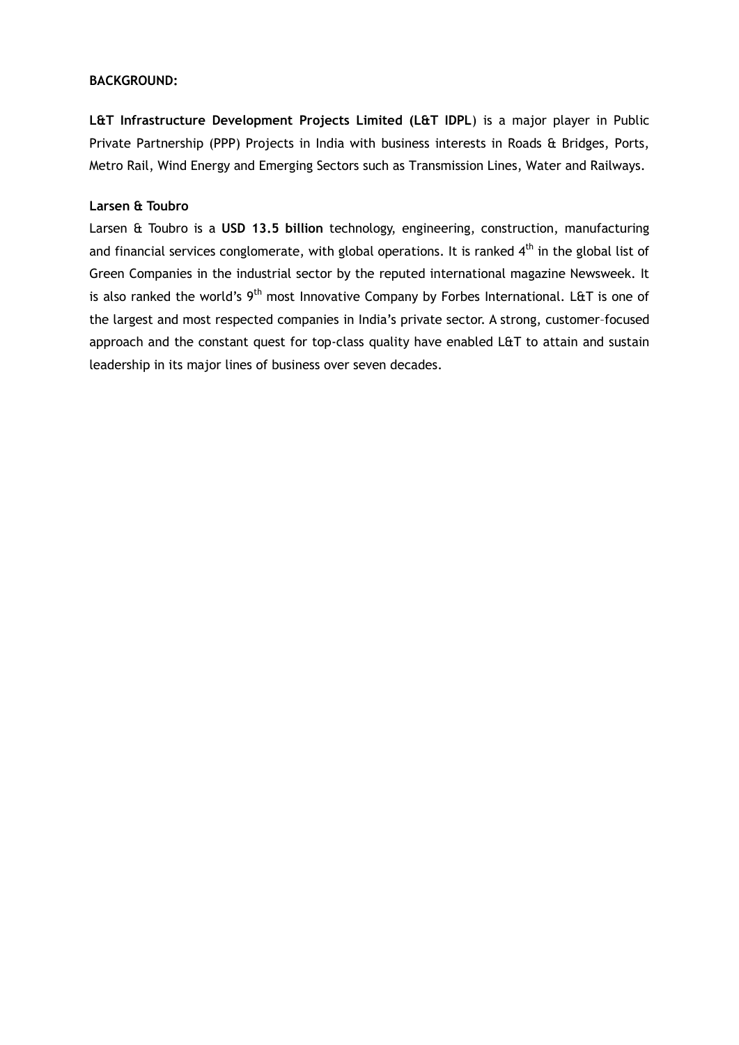**BACKGROUND:**

**L&T Infrastructure Development Projects Limited (L&T IDPL**) is a major player in Public Private Partnership (PPP) Projects in India with business interests in Roads & Bridges, Ports, Metro Rail, Wind Energy and Emerging Sectors such as Transmission Lines, Water and Railways.

**Larsen & Toubro**

Larsen & Toubro is a **USD 13.5 billion** technology, engineering, construction, manufacturing and financial services conglomerate, with global operations. It is ranked $4^{th}$ in the global list of Green Companies in the industrial sector by the reputed international magazine Newsweek. It is also ranked the world's $9^{th}$ most Innovative Company by Forbes International. L&T is one of the largest and most respected companies in India's private sector. A strong, customer–focused approach and the constant quest for top-class quality have enabled L&T to attain and sustain leadership in its major lines of business over seven decades.